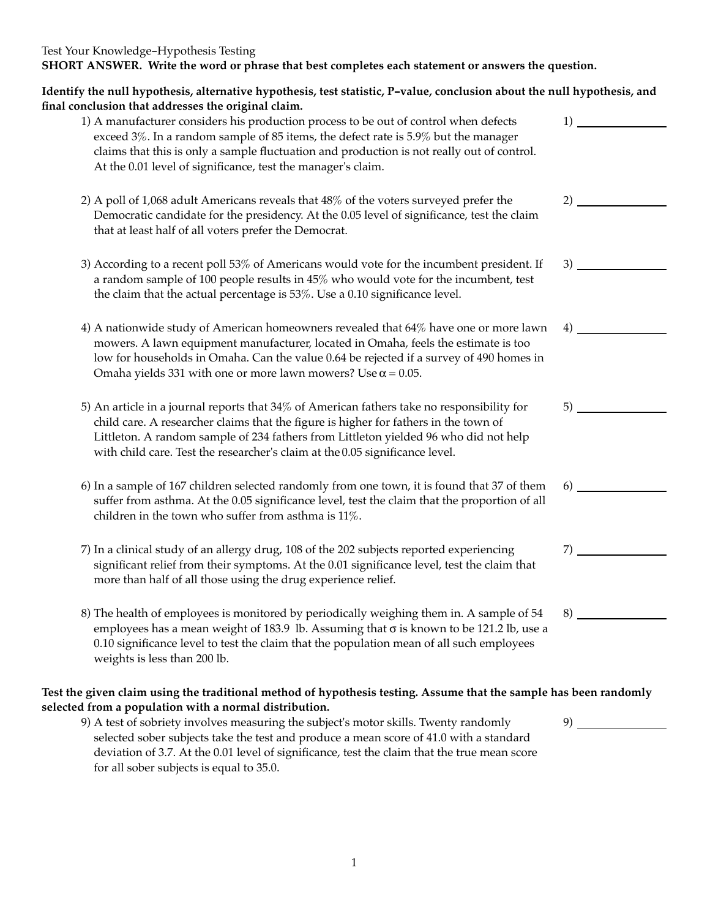Test Your Knowledge–Hypothesis Testing

**SHORT ANSWER. Write the word or phrase that best completes each statement or answers the question.**

**Identify the null hypothesis, alternative hypothesis, test statistic, P–value, conclusion about the null hypothesis, and final conclusion that addresses the original claim.**

1) A manufacturer considers his production process to be out of control when defects exceed 3%. In a random sample of 85 items, the defect rate is 5.9% but the manager claims that this is only a sample fluctuation and production is not really out of control. At the 0.01 level of significance, test the manager's claim.

1) _______________

2) A poll of 1,068 adult Americans reveals that 48% of the voters surveyed prefer the Democratic candidate for the presidency. At the 0.05 level of significance, test the claim that at least half of all voters prefer the Democrat.

2) _______________

3) According to a recent poll 53% of Americans would vote for the incumbent president. If a random sample of 100 people results in 45% who would vote for the incumbent, test the claim that the actual percentage is 53%. Use a 0.10 significance level.

3) _______________

4) A nationwide study of American homeowners revealed that 64% have one or more lawn mowers. A lawn equipment manufacturer, located in Omaha, feels the estimate is too low for households in Omaha. Can the value 0.64 be rejected if a survey of 490 homes in Omaha yields 331 with one or more lawn mowers? Use $\alpha = 0.05$.

4) _______________

5) An article in a journal reports that 34% of American fathers take no responsibility for child care. A researcher claims that the figure is higher for fathers in the town of Littleton. A random sample of 234 fathers from Littleton yielded 96 who did not help with child care. Test the researcher's claim at the 0.05 significance level.

5) _______________

6) In a sample of 167 children selected randomly from one town, it is found that 37 of them suffer from asthma. At the 0.05 significance level, test the claim that the proportion of all children in the town who suffer from asthma is 11%.

6) _______________

7) In a clinical study of an allergy drug, 108 of the 202 subjects reported experiencing significant relief from their symptoms. At the 0.01 significance level, test the claim that more than half of all those using the drug experience relief.

7) _______________

8) The health of employees is monitored by periodically weighing them in. A sample of 54 employees has a mean weight of 183.9 lb. Assuming that $\sigma$ is known to be 121.2 lb, use a 0.10 significance level to test the claim that the population mean of all such employees weights is less than 200 lb.

8) _______________

**Test the given claim using the traditional method of hypothesis testing. Assume that the sample has been randomly selected from a population with a normal distribution.**

9) A test of sobriety involves measuring the subject's motor skills. Twenty randomly selected sober subjects take the test and produce a mean score of 41.0 with a standard deviation of 3.7. At the 0.01 level of significance, test the claim that the true mean score for all sober subjects is equal to 35.0.

9) _______________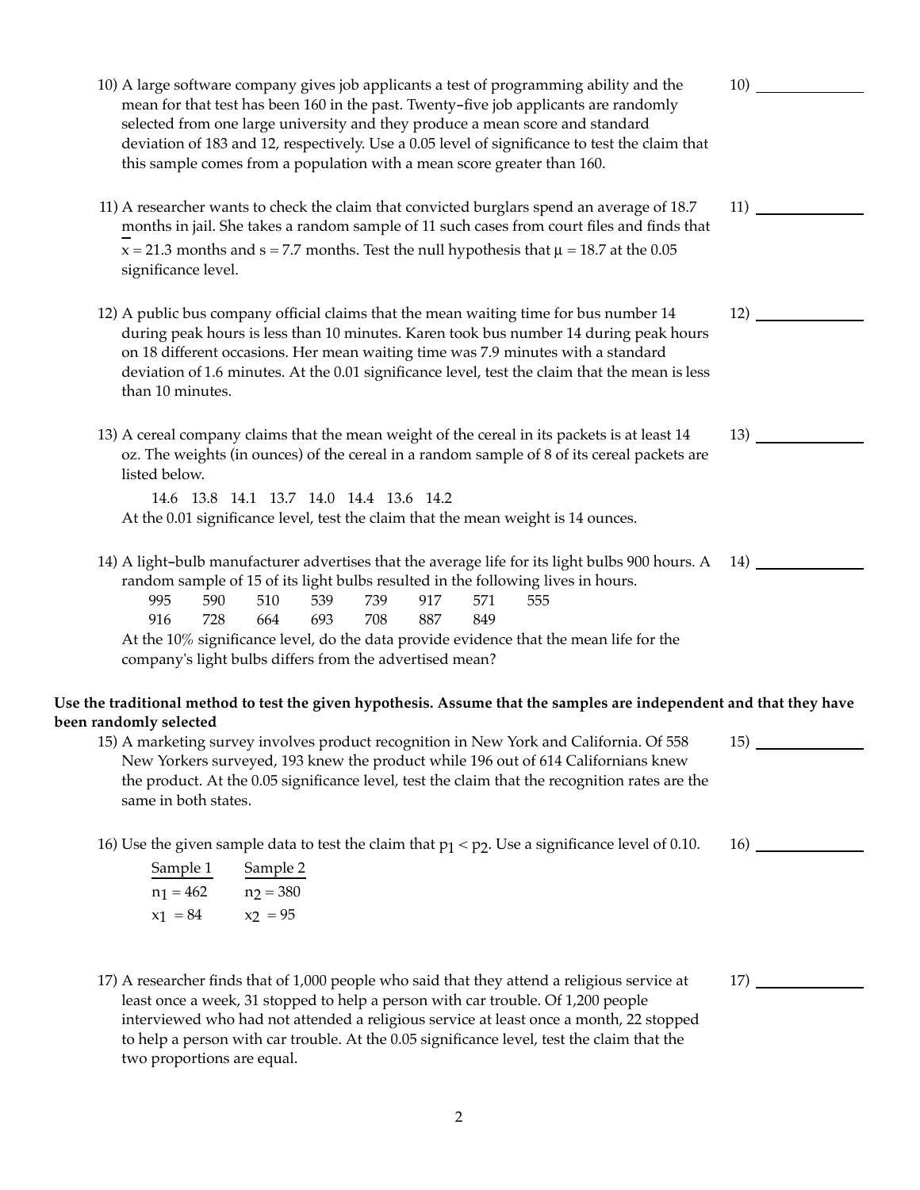10) A large software company gives job applicants a test of programming ability and the mean for that test has been 160 in the past. Twenty-five job applicants are randomly selected from one large university and they produce a mean score and standard deviation of 183 and 12, respectively. Use a 0.05 level of significance to test the claim that this sample comes from a population with a mean score greater than 160.

10) ______________

11) A researcher wants to check the claim that convicted burglars spend an average of 18.7 months in jail. She takes a random sample of 11 such cases from court files and finds that $\overline{x} = 21.3$ months and $s = 7.7$ months. Test the null hypothesis that $\mu = 18.7$ at the 0.05 significance level.

11) ______________

12) A public bus company official claims that the mean waiting time for bus number 14 during peak hours is less than 10 minutes. Karen took bus number 14 during peak hours on 18 different occasions. Her mean waiting time was 7.9 minutes with a standard deviation of 1.6 minutes. At the 0.01 significance level, test the claim that the mean is less than 10 minutes.

12) ______________

13) A cereal company claims that the mean weight of the cereal in its packets is at least 14 oz. The weights (in ounces) of the cereal in a random sample of 8 of its cereal packets are listed below.

14.6 13.8 14.1 13.7 14.0 14.4 13.6 14.2

At the 0.01 significance level, test the claim that the mean weight is 14 ounces.

13) ______________

14) A light-bulb manufacturer advertises that the average life for its light bulbs 900 hours. A random sample of 15 of its light bulbs resulted in the following lives in hours.

| | | | | | | | |
|---|---|---|---|---|---|---|---|
| 995 | 590 | 510 | 539 | 739 | 917 | 571 | 555 |
| 916 | 728 | 664 | 693 | 708 | 887 | 849 | |

At the 10% significance level, do the data provide evidence that the mean life for the company's light bulbs differs from the advertised mean?

14) ______________

**Use the traditional method to test the given hypothesis. Assume that the samples are independent and that they have been randomly selected**

15) A marketing survey involves product recognition in New York and California. Of 558 New Yorkers surveyed, 193 knew the product while 196 out of 614 Californians knew the product. At the 0.05 significance level, test the claim that the recognition rates are the same in both states.

15) ______________

16) Use the given sample data to test the claim that $p_1 < p_2$. Use a significance level of 0.10.

| Sample 1 | Sample 2 |
|---|---|
| $n_1 = 462$ | $n_2 = 380$ |
| $x_1 = 84$ | $x_2 = 95$ |

16) ______________

17) A researcher finds that of 1,000 people who said that they attend a religious service at least once a week, 31 stopped to help a person with car trouble. Of 1,200 people interviewed who had not attended a religious service at least once a month, 22 stopped to help a person with car trouble. At the 0.05 significance level, test the claim that the two proportions are equal.

17) ______________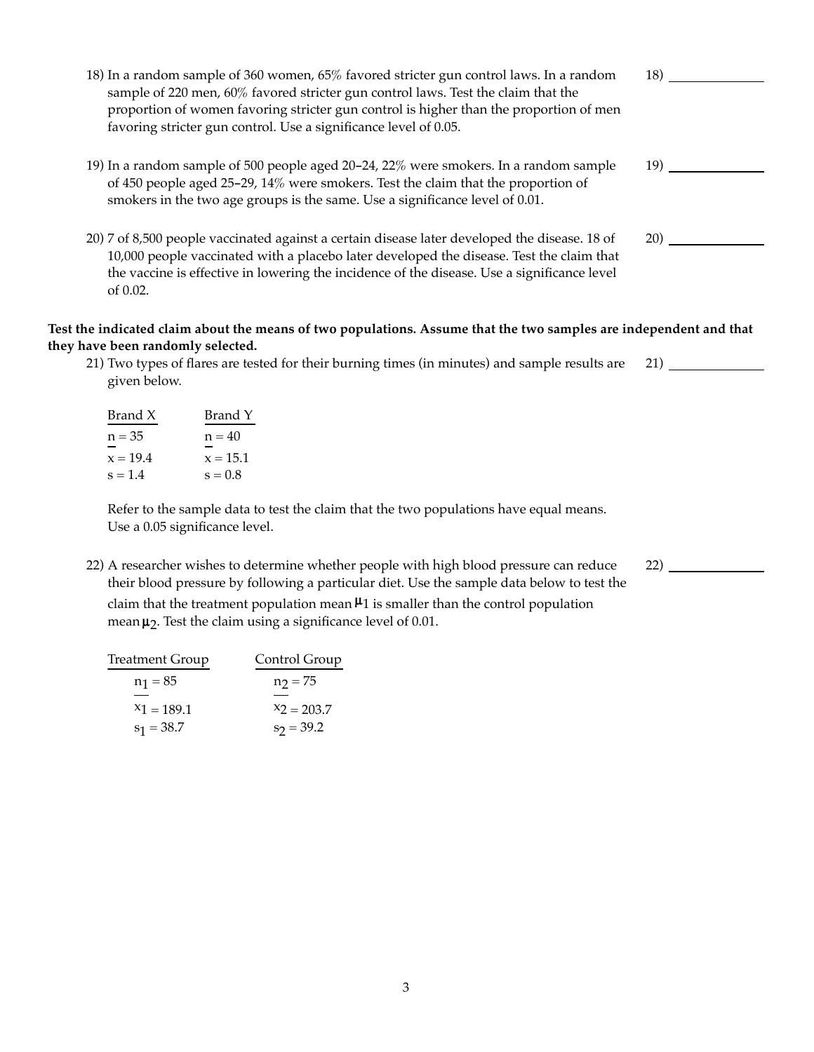18) In a random sample of 360 women, 65% favored stricter gun control laws. In a random sample of 220 men, 60% favored stricter gun control laws. Test the claim that the proportion of women favoring stricter gun control is higher than the proportion of men favoring stricter gun control. Use a significance level of 0.05.

18) ______________

19) In a random sample of 500 people aged 20–24, 22% were smokers. In a random sample of 450 people aged 25–29, 14% were smokers. Test the claim that the proportion of smokers in the two age groups is the same. Use a significance level of 0.01.

19) ______________

20) 7 of 8,500 people vaccinated against a certain disease later developed the disease. 18 of 10,000 people vaccinated with a placebo later developed the disease. Test the claim that the vaccine is effective in lowering the incidence of the disease. Use a significance level of 0.02.

20) ______________

**Test the indicated claim about the means of two populations. Assume that the two samples are independent and that they have been randomly selected.**

21) Two types of flares are tested for their burning times (in minutes) and sample results are given below.

21) ______________

| Brand X | Brand Y |
|---|---|
| $n = 35$ | $n = 40$ |
| $\bar{x} = 19.4$ | $\bar{x} = 15.1$ |
| $s = 1.4$ | $s = 0.8$ |

Refer to the sample data to test the claim that the two populations have equal means. Use a 0.05 significance level.

22) A researcher wishes to determine whether people with high blood pressure can reduce their blood pressure by following a particular diet. Use the sample data below to test the claim that the treatment population mean $\mu_1$ is smaller than the control population mean $\mu_2$. Test the claim using a significance level of 0.01.

22) ______________

| Treatment Group | Control Group |
|---|---|
| $n_1 = 85$ | $n_2 = 75$ |
| $\bar{x}_1 = 189.1$ | $\bar{x}_2 = 203.7$ |
| $s_1 = 38.7$ | $s_2 = 39.2$ |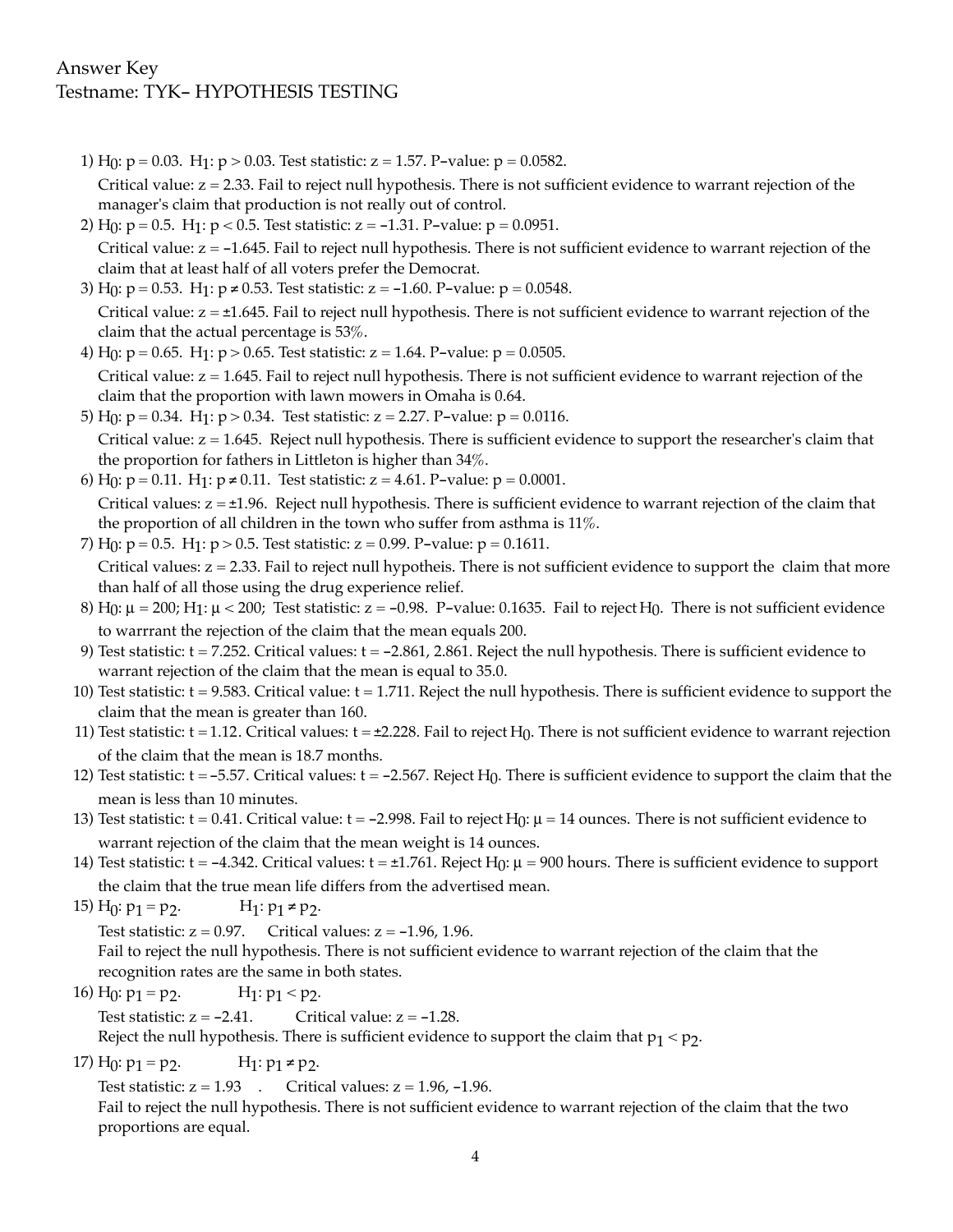Answer Key
Testname: TYK– HYPOTHESIS TESTING

1) $H_0$: $p = 0.03$. $H_1$: $p > 0.03$. Test statistic: $z = 1.57$. P–value: $p = 0.0582$.
   Critical value: $z = 2.33$. Fail to reject null hypothesis. There is not sufficient evidence to warrant rejection of the manager's claim that production is not really out of control.
2) $H_0$: $p = 0.5$. $H_1$: $p < 0.5$. Test statistic: $z = -1.31$. P–value: $p = 0.0951$.
   Critical value: $z = -1.645$. Fail to reject null hypothesis. There is not sufficient evidence to warrant rejection of the claim that at least half of all voters prefer the Democrat.
3) $H_0$: $p = 0.53$. $H_1$: $p \neq 0.53$. Test statistic: $z = -1.60$. P–value: $p = 0.0548$.
   Critical value: $z = \pm 1.645$. Fail to reject null hypothesis. There is not sufficient evidence to warrant rejection of the claim that the actual percentage is 53%.
4) $H_0$: $p = 0.65$. $H_1$: $p > 0.65$. Test statistic: $z = 1.64$. P–value: $p = 0.0505$.
   Critical value: $z = 1.645$. Fail to reject null hypothesis. There is not sufficient evidence to warrant rejection of the claim that the proportion with lawn mowers in Omaha is 0.64.
5) $H_0$: $p = 0.34$. $H_1$: $p > 0.34$. Test statistic: $z = 2.27$. P–value: $p = 0.0116$.
   Critical value: $z = 1.645$. Reject null hypothesis. There is sufficient evidence to support the researcher's claim that the proportion for fathers in Littleton is higher than 34%.
6) $H_0$: $p = 0.11$. $H_1$: $p \neq 0.11$. Test statistic: $z = 4.61$. P–value: $p = 0.0001$.
   Critical values: $z = \pm 1.96$. Reject null hypothesis. There is sufficient evidence to warrant rejection of the claim that the proportion of all children in the town who suffer from asthma is 11%.
7) $H_0$: $p = 0.5$. $H_1$: $p > 0.5$. Test statistic: $z = 0.99$. P–value: $p = 0.1611$.
   Critical values: $z = 2.33$. Fail to reject null hypotheis. There is not sufficient evidence to support the claim that more than half of all those using the drug experience relief.
8) $H_0$: $\mu = 200$; $H_1$: $\mu < 200$; Test statistic: $z = -0.98$. P–value: 0.1635. Fail to reject $H_0$. There is not sufficient evidence to warrrant the rejection of the claim that the mean equals 200.
9) Test statistic: $t = 7.252$. Critical values: $t = -2.861, 2.861$. Reject the null hypothesis. There is sufficient evidence to warrant rejection of the claim that the mean is equal to 35.0.
10) Test statistic: $t = 9.583$. Critical value: $t = 1.711$. Reject the null hypothesis. There is sufficient evidence to support the claim that the mean is greater than 160.
11) Test statistic: $t = 1.12$. Critical values: $t = \pm 2.228$. Fail to reject $H_0$. There is not sufficient evidence to warrant rejection of the claim that the mean is 18.7 months.
12) Test statistic: $t = -5.57$. Critical values: $t = -2.567$. Reject $H_0$. There is sufficient evidence to support the claim that the mean is less than 10 minutes.
13) Test statistic: $t = 0.41$. Critical value: $t = -2.998$. Fail to reject $H_0$: $\mu = 14$ ounces. There is not sufficient evidence to warrant rejection of the claim that the mean weight is 14 ounces.
14) Test statistic: $t = -4.342$. Critical values: $t = \pm 1.761$. Reject $H_0$: $\mu = 900$ hours. There is sufficient evidence to support the claim that the true mean life differs from the advertised mean.
15) $H_0$: $p_1 = p_2$. $H_1$: $p_1 \neq p_2$.
    Test statistic: $z = 0.97$. Critical values: $z = -1.96, 1.96$.
    Fail to reject the null hypothesis. There is not sufficient evidence to warrant rejection of the claim that the recognition rates are the same in both states.
16) $H_0$: $p_1 = p_2$. $H_1$: $p_1 < p_2$.
    Test statistic: $z = -2.41$. Critical value: $z = -1.28$.
    Reject the null hypothesis. There is sufficient evidence to support the claim that $p_1 < p_2$.
17) $H_0$: $p_1 = p_2$. $H_1$: $p_1 \neq p_2$.
    Test statistic: $z = 1.93$ . Critical values: $z = 1.96, -1.96$.
    Fail to reject the null hypothesis. There is not sufficient evidence to warrant rejection of the claim that the two proportions are equal.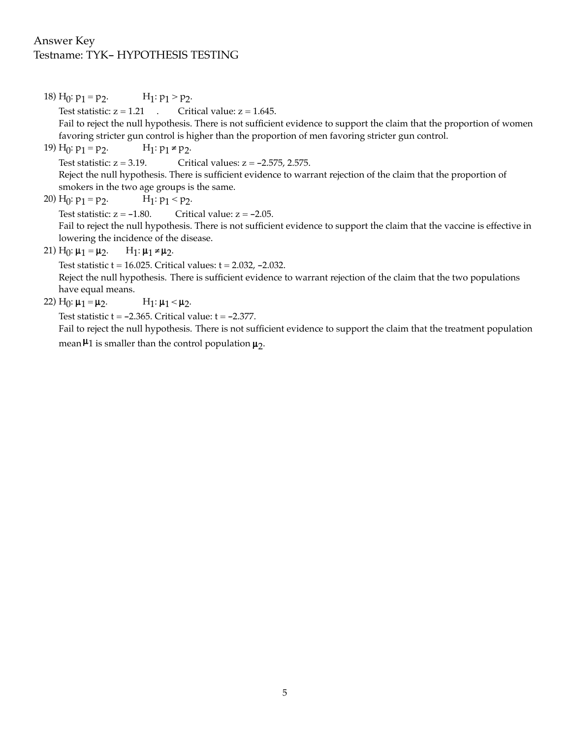Answer Key
Testname: TYK– HYPOTHESIS TESTING

18) $H_0$: $p_1 = p_2$. $H_1$: $p_1 > p_2$.
Test statistic: $z = 1.21$ . Critical value: $z = 1.645$.
Fail to reject the null hypothesis. There is not sufficient evidence to support the claim that the proportion of women favoring stricter gun control is higher than the proportion of men favoring stricter gun control.

19) $H_0$: $p_1 = p_2$. $H_1$: $p_1 \neq p_2$.
Test statistic: $z = 3.19$. Critical values: $z = -2.575, 2.575$.
Reject the null hypothesis. There is sufficient evidence to warrant rejection of the claim that the proportion of smokers in the two age groups is the same.

20) $H_0$: $p_1 = p_2$. $H_1$: $p_1 < p_2$.
Test statistic: $z = -1.80$. Critical value: $z = -2.05$.
Fail to reject the null hypothesis. There is not sufficient evidence to support the claim that the vaccine is effective in lowering the incidence of the disease.

21) $H_0$: $\mu_1 = \mu_2$. $H_1$: $\mu_1 \neq \mu_2$.
Test statistic $t = 16.025$. Critical values: $t = 2.032, -2.032$.
Reject the null hypothesis. There is sufficient evidence to warrant rejection of the claim that the two populations have equal means.

22) $H_0$: $\mu_1 = \mu_2$. $H_1$: $\mu_1 < \mu_2$.
Test statistic $t = -2.365$. Critical value: $t = -2.377$.
Fail to reject the null hypothesis. There is not sufficient evidence to support the claim that the treatment population mean $\mu_1$ is smaller than the control population $\mu_2$.